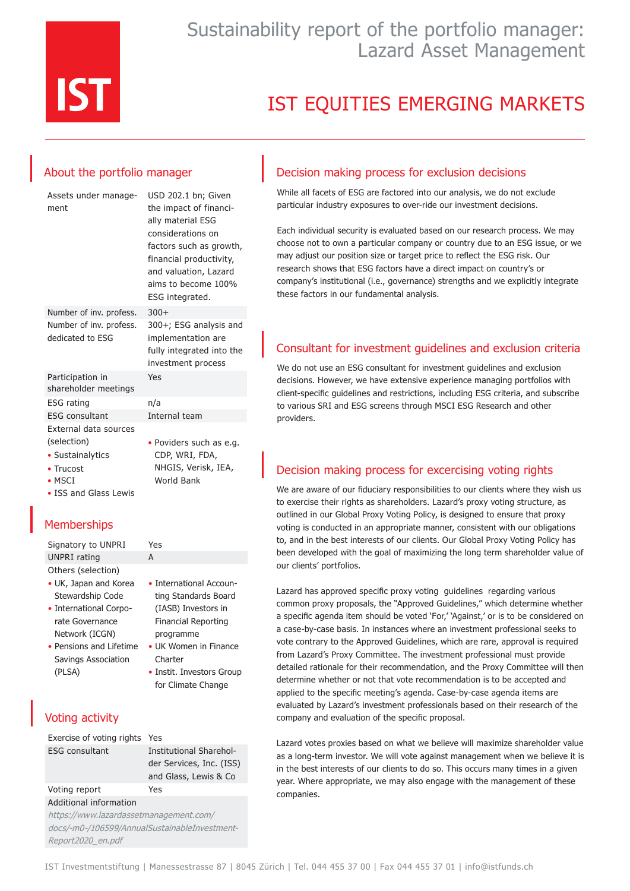# Sustainability report of the portfolio manager: Lazard Asset Management

# IST EQUITIES EMERGING MARKETS

## About the portfolio manager

| | |
|---|---|
| Assets under management | USD 202.1 bn; Given the impact of financially material ESG considerations on factors such as growth, financial productivity, and valuation, Lazard aims to become 100% ESG integrated. |
| Number of inv. profess. | 300+ |
| Number of inv. profess. dedicated to ESG | 300+; ESG analysis and implementation are fully integrated into the investment process |
| Participation in shareholder meetings | Yes |
| ESG rating | n/a |
| ESG consultant | Internal team |
| External data sources (selection) | |

- Sustainalytics
- Trucost
- MSCI
- ISS and Glass Lewis
- Poviders such as e.g. CDP, WRI, FDA, NHGIS, Verisk, IEA, World Bank

## Memberships

| | |
|---|---|
| Signatory to UNPRI | Yes |
| UNPRI rating | A |
| Others (selection) | |

- UK, Japan and Korea Stewardship Code
- International Corporate Governance Network (ICGN)
- Pensions and Lifetime Savings Association (PLSA)
- International Accounting Standards Board (IASB) Investors in Financial Reporting programme
- UK Women in Finance Charter
- Instit. Investors Group for Climate Change

## Voting activity

| | |
|---|---|
| Exercise of voting rights | Yes |
| ESG consultant | Institutional Sharehol­der Services, Inc. (ISS) and Glass, Lewis & Co |
| Voting report | Yes |

Additional information

*https://www.lazardassetmanagement.com/docs/-m0-/106599/AnnualSustainableInvestmentReport2020_en.pdf*

## Decision making process for exclusion decisions

While all facets of ESG are factored into our analysis, we do not exclude particular industry exposures to over-ride our investment decisions.

Each individual security is evaluated based on our research process. We may choose not to own a particular company or country due to an ESG issue, or we may adjust our position size or target price to reflect the ESG risk. Our research shows that ESG factors have a direct impact on country's or company's institutional (i.e., governance) strengths and we explicitly integrate these factors in our fundamental analysis.

## Consultant for investment guidelines and exclusion criteria

We do not use an ESG consultant for investment guidelines and exclusion decisions. However, we have extensive experience managing portfolios with client-specific guidelines and restrictions, including ESG criteria, and subscribe to various SRI and ESG screens through MSCI ESG Research and other providers.

## Decision making process for excercising voting rights

We are aware of our fiduciary responsibilities to our clients where they wish us to exercise their rights as shareholders. Lazard's proxy voting structure, as outlined in our Global Proxy Voting Policy, is designed to ensure that proxy voting is conducted in an appropriate manner, consistent with our obligations to, and in the best interests of our clients. Our Global Proxy Voting Policy has been developed with the goal of maximizing the long term shareholder value of our clients' portfolios.

Lazard has approved specific proxy voting guidelines regarding various common proxy proposals, the "Approved Guidelines," which determine whether a specific agenda item should be voted 'For,' 'Against,' or is to be considered on a case-by-case basis. In instances where an investment professional seeks to vote contrary to the Approved Guidelines, which are rare, approval is required from Lazard's Proxy Committee. The investment professional must provide detailed rationale for their recommendation, and the Proxy Committee will then determine whether or not that vote recommendation is to be accepted and applied to the specific meeting's agenda. Case-by-case agenda items are evaluated by Lazard's investment professionals based on their research of the company and evaluation of the specific proposal.

Lazard votes proxies based on what we believe will maximize shareholder value as a long-term investor. We will vote against management when we believe it is in the best interests of our clients to do so. This occurs many times in a given year. Where appropriate, we may also engage with the management of these companies.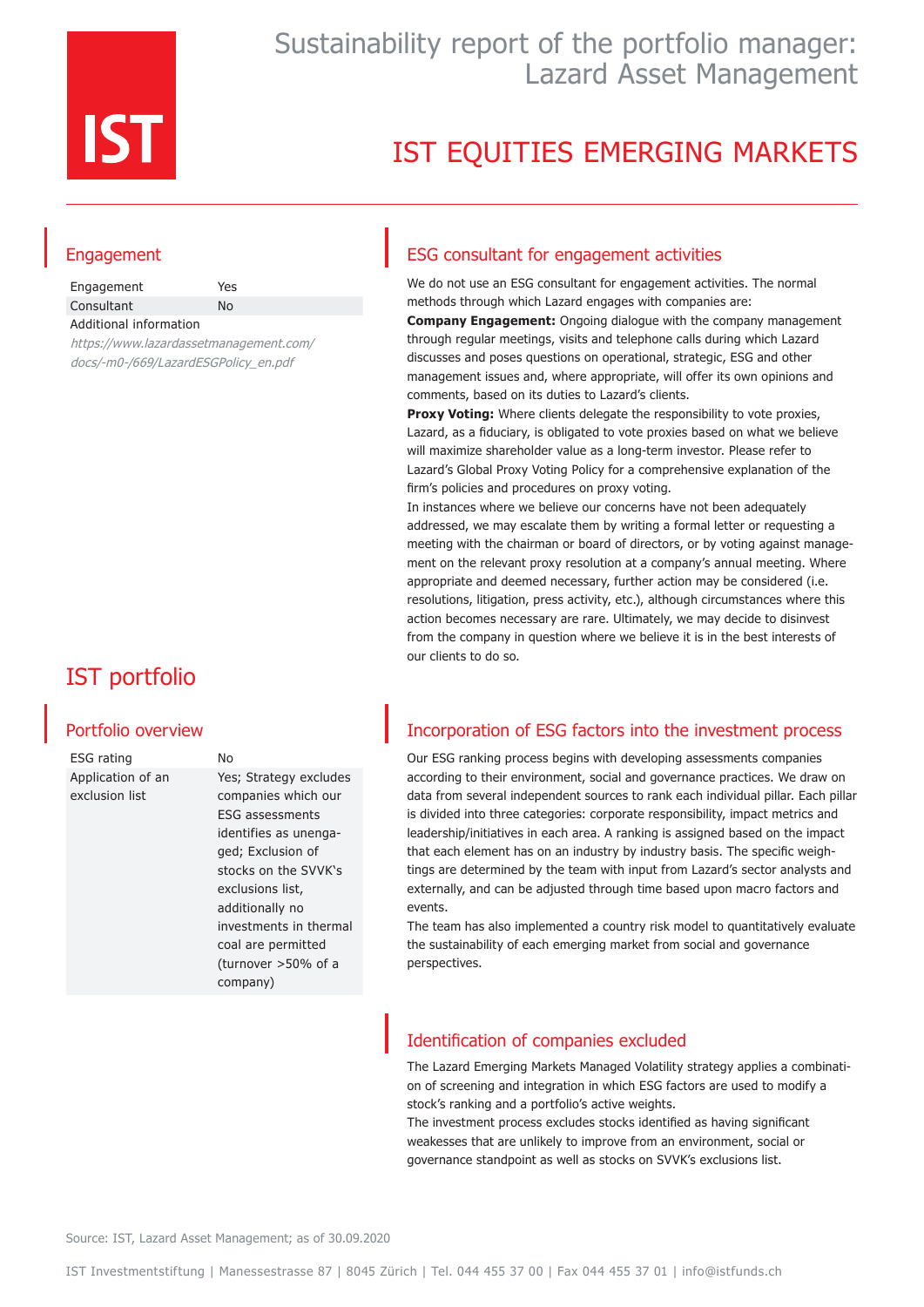# Sustainability report of the portfolio manager: Lazard Asset Management

# IST EQUITIES EMERGING MARKETS

## Engagement

| | |
|---|---|
| Engagement | Yes |
| Consultant | No |
| Additional information | |

*https://www.lazardassetmanagement.com/docs/-m0-/669/LazardESGPolicy_en.pdf*

## ESG consultant for engagement activities

We do not use an ESG consultant for engagement activities. The normal methods through which Lazard engages with companies are:

**Company Engagement:** Ongoing dialogue with the company management through regular meetings, visits and telephone calls during which Lazard discusses and poses questions on operational, strategic, ESG and other management issues and, where appropriate, will offer its own opinions and comments, based on its duties to Lazard's clients.

**Proxy Voting:** Where clients delegate the responsibility to vote proxies, Lazard, as a fiduciary, is obligated to vote proxies based on what we believe will maximize shareholder value as a long-term investor. Please refer to Lazard's Global Proxy Voting Policy for a comprehensive explanation of the firm's policies and procedures on proxy voting.

In instances where we believe our concerns have not been adequately addressed, we may escalate them by writing a formal letter or requesting a meeting with the chairman or board of directors, or by voting against management on the relevant proxy resolution at a company's annual meeting. Where appropriate and deemed necessary, further action may be considered (i.e. resolutions, litigation, press activity, etc.), although circumstances where this action becomes necessary are rare. Ultimately, we may decide to disinvest from the company in question where we believe it is in the best interests of our clients to do so.

# IST portfolio

## Portfolio overview

| | |
|---|---|
| ESG rating | No |
| Application of an exclusion list | Yes; Strategy excludes companies which our ESG assessments identifies as unengaged; Exclusion of stocks on the SVVK's exclusions list, additionally no investments in thermal coal are permitted (turnover >50% of a company) |

## Incorporation of ESG factors into the investment process

Our ESG ranking process begins with developing assessments companies according to their environment, social and governance practices. We draw on data from several independent sources to rank each individual pillar. Each pillar is divided into three categories: corporate responsibility, impact metrics and leadership/initiatives in each area. A ranking is assigned based on the impact that each element has on an industry by industry basis. The specific weightings are determined by the team with input from Lazard's sector analysts and externally, and can be adjusted through time based upon macro factors and events.

The team has also implemented a country risk model to quantitatively evaluate the sustainability of each emerging market from social and governance perspectives.

## Identification of companies excluded

The Lazard Emerging Markets Managed Volatility strategy applies a combination of screening and integration in which ESG factors are used to modify a stock's ranking and a portfolio's active weights.

The investment process excludes stocks identified as having significant weakesses that are unlikely to improve from an environment, social or governance standpoint as well as stocks on SVVK's exclusions list.

Source: IST, Lazard Asset Management; as of 30.09.2020

IST Investmentstiftung | Manessestrasse 87 | 8045 Zürich | Tel. 044 455 37 00 | Fax 044 455 37 01 | info@istfunds.ch